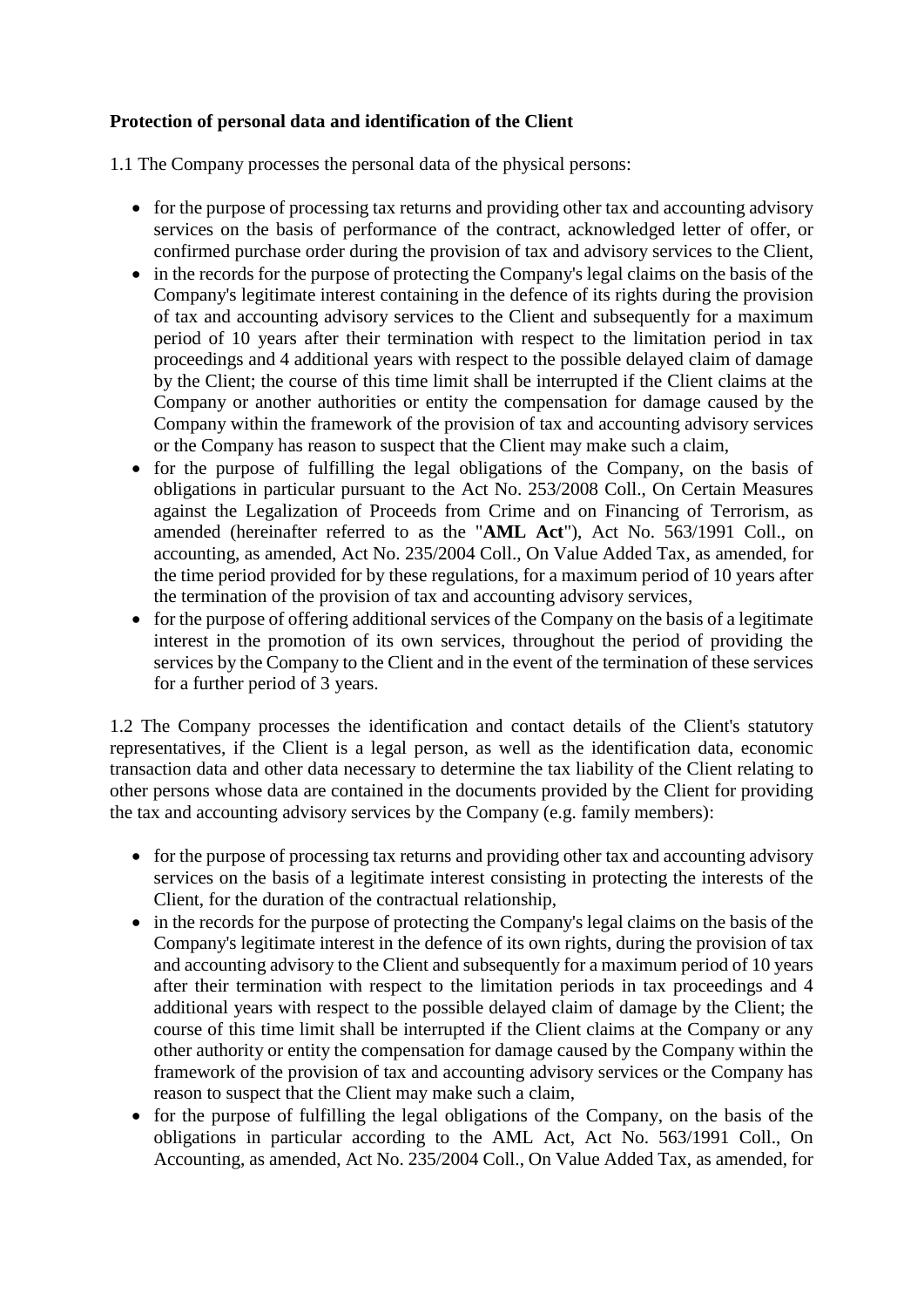**Protection of personal data and identification of the Client**

1.1 The Company processes the personal data of the physical persons:

- for the purpose of processing tax returns and providing other tax and accounting advisory services on the basis of performance of the contract, acknowledged letter of offer, or confirmed purchase order during the provision of tax and advisory services to the Client,
- in the records for the purpose of protecting the Company's legal claims on the basis of the Company's legitimate interest containing in the defence of its rights during the provision of tax and accounting advisory services to the Client and subsequently for a maximum period of 10 years after their termination with respect to the limitation period in tax proceedings and 4 additional years with respect to the possible delayed claim of damage by the Client; the course of this time limit shall be interrupted if the Client claims at the Company or another authorities or entity the compensation for damage caused by the Company within the framework of the provision of tax and accounting advisory services or the Company has reason to suspect that the Client may make such a claim,
- for the purpose of fulfilling the legal obligations of the Company, on the basis of obligations in particular pursuant to the Act No. 253/2008 Coll., On Certain Measures against the Legalization of Proceeds from Crime and on Financing of Terrorism, as amended (hereinafter referred to as the "**AML Act**"), Act No. 563/1991 Coll., on accounting, as amended, Act No. 235/2004 Coll., On Value Added Tax, as amended, for the time period provided for by these regulations, for a maximum period of 10 years after the termination of the provision of tax and accounting advisory services,
- for the purpose of offering additional services of the Company on the basis of a legitimate interest in the promotion of its own services, throughout the period of providing the services by the Company to the Client and in the event of the termination of these services for a further period of 3 years.

1.2 The Company processes the identification and contact details of the Client's statutory representatives, if the Client is a legal person, as well as the identification data, economic transaction data and other data necessary to determine the tax liability of the Client relating to other persons whose data are contained in the documents provided by the Client for providing the tax and accounting advisory services by the Company (e.g. family members):

- for the purpose of processing tax returns and providing other tax and accounting advisory services on the basis of a legitimate interest consisting in protecting the interests of the Client, for the duration of the contractual relationship,
- in the records for the purpose of protecting the Company's legal claims on the basis of the Company's legitimate interest in the defence of its own rights, during the provision of tax and accounting advisory to the Client and subsequently for a maximum period of 10 years after their termination with respect to the limitation periods in tax proceedings and 4 additional years with respect to the possible delayed claim of damage by the Client; the course of this time limit shall be interrupted if the Client claims at the Company or any other authority or entity the compensation for damage caused by the Company within the framework of the provision of tax and accounting advisory services or the Company has reason to suspect that the Client may make such a claim,
- for the purpose of fulfilling the legal obligations of the Company, on the basis of the obligations in particular according to the AML Act, Act No. 563/1991 Coll., On Accounting, as amended, Act No. 235/2004 Coll., On Value Added Tax, as amended, for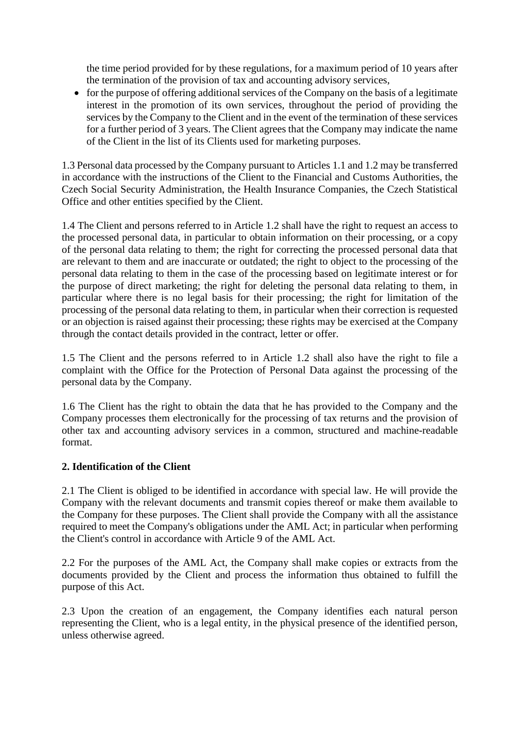the time period provided for by these regulations, for a maximum period of 10 years after the termination of the provision of tax and accounting advisory services,

- for the purpose of offering additional services of the Company on the basis of a legitimate interest in the promotion of its own services, throughout the period of providing the services by the Company to the Client and in the event of the termination of these services for a further period of 3 years. The Client agrees that the Company may indicate the name of the Client in the list of its Clients used for marketing purposes.

1.3 Personal data processed by the Company pursuant to Articles 1.1 and 1.2 may be transferred in accordance with the instructions of the Client to the Financial and Customs Authorities, the Czech Social Security Administration, the Health Insurance Companies, the Czech Statistical Office and other entities specified by the Client.

1.4 The Client and persons referred to in Article 1.2 shall have the right to request an access to the processed personal data, in particular to obtain information on their processing, or a copy of the personal data relating to them; the right for correcting the processed personal data that are relevant to them and are inaccurate or outdated; the right to object to the processing of the personal data relating to them in the case of the processing based on legitimate interest or for the purpose of direct marketing; the right for deleting the personal data relating to them, in particular where there is no legal basis for their processing; the right for limitation of the processing of the personal data relating to them, in particular when their correction is requested or an objection is raised against their processing; these rights may be exercised at the Company through the contact details provided in the contract, letter or offer.

1.5 The Client and the persons referred to in Article 1.2 shall also have the right to file a complaint with the Office for the Protection of Personal Data against the processing of the personal data by the Company.

1.6 The Client has the right to obtain the data that he has provided to the Company and the Company processes them electronically for the processing of tax returns and the provision of other tax and accounting advisory services in a common, structured and machine-readable format.

**2. Identification of the Client**

2.1 The Client is obliged to be identified in accordance with special law. He will provide the Company with the relevant documents and transmit copies thereof or make them available to the Company for these purposes. The Client shall provide the Company with all the assistance required to meet the Company's obligations under the AML Act; in particular when performing the Client's control in accordance with Article 9 of the AML Act.

2.2 For the purposes of the AML Act, the Company shall make copies or extracts from the documents provided by the Client and process the information thus obtained to fulfill the purpose of this Act.

2.3 Upon the creation of an engagement, the Company identifies each natural person representing the Client, who is a legal entity, in the physical presence of the identified person, unless otherwise agreed.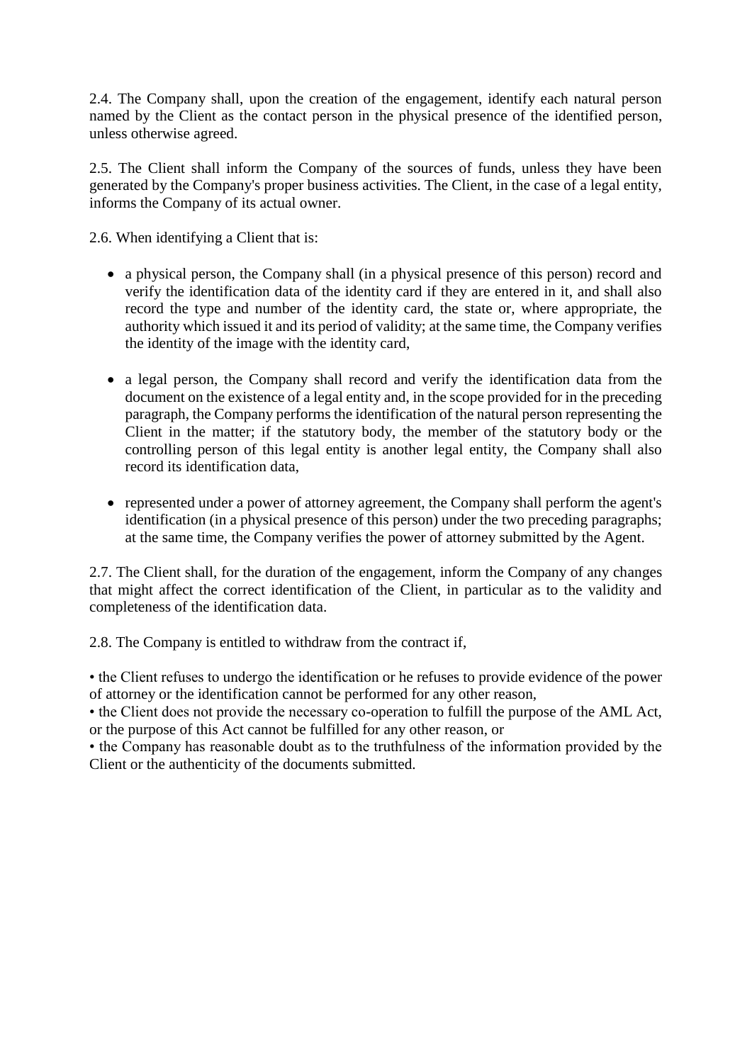2.4. The Company shall, upon the creation of the engagement, identify each natural person named by the Client as the contact person in the physical presence of the identified person, unless otherwise agreed.

2.5. The Client shall inform the Company of the sources of funds, unless they have been generated by the Company's proper business activities. The Client, in the case of a legal entity, informs the Company of its actual owner.

2.6. When identifying a Client that is:

- a physical person, the Company shall (in a physical presence of this person) record and verify the identification data of the identity card if they are entered in it, and shall also record the type and number of the identity card, the state or, where appropriate, the authority which issued it and its period of validity; at the same time, the Company verifies the identity of the image with the identity card,

- a legal person, the Company shall record and verify the identification data from the document on the existence of a legal entity and, in the scope provided for in the preceding paragraph, the Company performs the identification of the natural person representing the Client in the matter; if the statutory body, the member of the statutory body or the controlling person of this legal entity is another legal entity, the Company shall also record its identification data,

- represented under a power of attorney agreement, the Company shall perform the agent's identification (in a physical presence of this person) under the two preceding paragraphs; at the same time, the Company verifies the power of attorney submitted by the Agent.

2.7. The Client shall, for the duration of the engagement, inform the Company of any changes that might affect the correct identification of the Client, in particular as to the validity and completeness of the identification data.

2.8. The Company is entitled to withdraw from the contract if,

- the Client refuses to undergo the identification or he refuses to provide evidence of the power of attorney or the identification cannot be performed for any other reason,
- the Client does not provide the necessary co-operation to fulfill the purpose of the AML Act, or the purpose of this Act cannot be fulfilled for any other reason, or
- the Company has reasonable doubt as to the truthfulness of the information provided by the Client or the authenticity of the documents submitted.